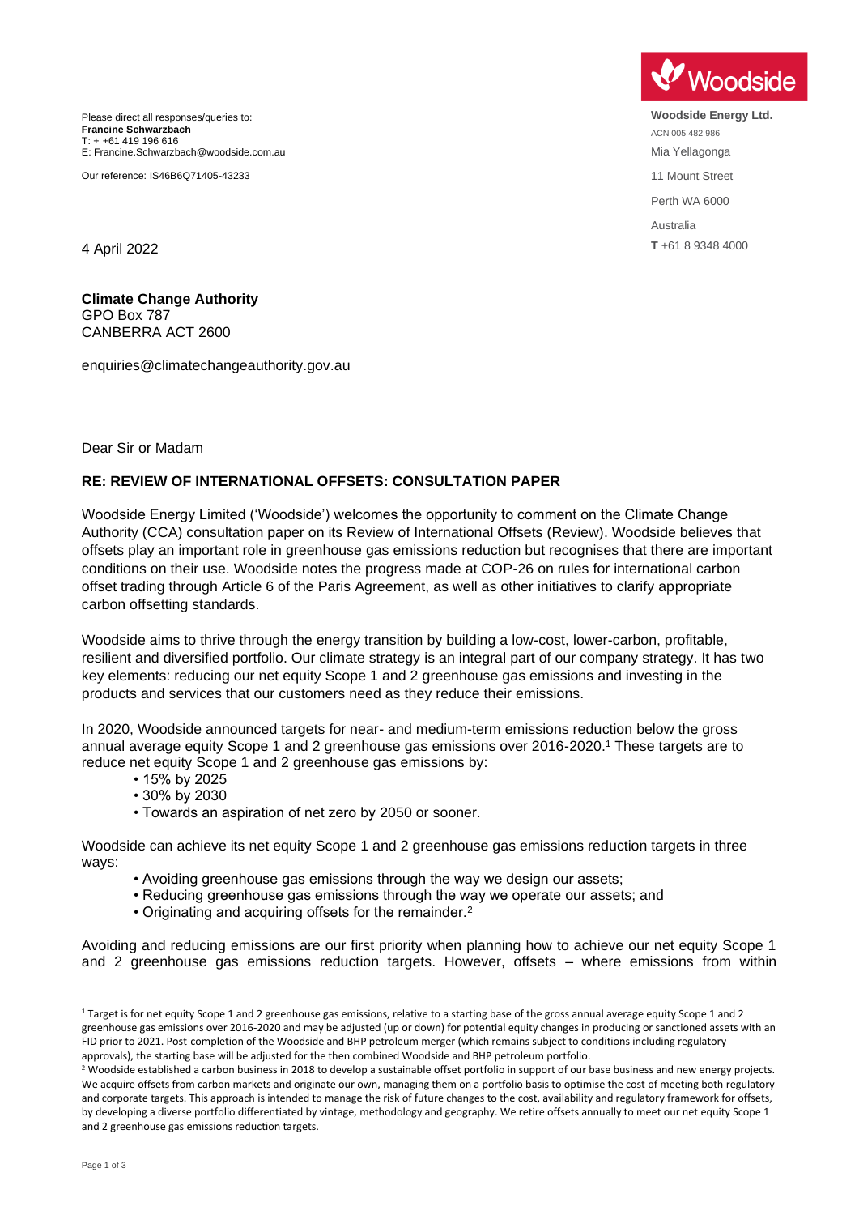Please direct all responses/queries to:
**Francine Schwarzbach**
T: + +61 419 196 616
E: Francine.Schwarzbach@woodside.com.au

Our reference: IS46B6Q71405-43233

**Woodside Energy Ltd.**
ACN 005 482 986
Mia Yellagonga
11 Mount Street
Perth WA 6000
Australia
**T** +61 8 9348 4000

4 April 2022

**Climate Change Authority**
GPO Box 787
CANBERRA ACT 2600

enquiries@climatechangeauthority.gov.au

Dear Sir or Madam

**RE: REVIEW OF INTERNATIONAL OFFSETS: CONSULTATION PAPER**

Woodside Energy Limited ('Woodside') welcomes the opportunity to comment on the Climate Change Authority (CCA) consultation paper on its Review of International Offsets (Review). Woodside believes that offsets play an important role in greenhouse gas emissions reduction but recognises that there are important conditions on their use. Woodside notes the progress made at COP-26 on rules for international carbon offset trading through Article 6 of the Paris Agreement, as well as other initiatives to clarify appropriate carbon offsetting standards.

Woodside aims to thrive through the energy transition by building a low-cost, lower-carbon, profitable, resilient and diversified portfolio. Our climate strategy is an integral part of our company strategy. It has two key elements: reducing our net equity Scope 1 and 2 greenhouse gas emissions and investing in the products and services that our customers need as they reduce their emissions.

In 2020, Woodside announced targets for near- and medium-term emissions reduction below the gross annual average equity Scope 1 and 2 greenhouse gas emissions over 2016-2020.[1] These targets are to reduce net equity Scope 1 and 2 greenhouse gas emissions by:

- 15% by 2025
- 30% by 2030
- Towards an aspiration of net zero by 2050 or sooner.

Woodside can achieve its net equity Scope 1 and 2 greenhouse gas emissions reduction targets in three ways:

- Avoiding greenhouse gas emissions through the way we design our assets;
- Reducing greenhouse gas emissions through the way we operate our assets; and
- Originating and acquiring offsets for the remainder.[2]

Avoiding and reducing emissions are our first priority when planning how to achieve our net equity Scope 1 and 2 greenhouse gas emissions reduction targets. However, offsets – where emissions from within

[1] Target is for net equity Scope 1 and 2 greenhouse gas emissions, relative to a starting base of the gross annual average equity Scope 1 and 2 greenhouse gas emissions over 2016-2020 and may be adjusted (up or down) for potential equity changes in producing or sanctioned assets with an FID prior to 2021. Post-completion of the Woodside and BHP petroleum merger (which remains subject to conditions including regulatory approvals), the starting base will be adjusted for the then combined Woodside and BHP petroleum portfolio.

[2] Woodside established a carbon business in 2018 to develop a sustainable offset portfolio in support of our base business and new energy projects. We acquire offsets from carbon markets and originate our own, managing them on a portfolio basis to optimise the cost of meeting both regulatory and corporate targets. This approach is intended to manage the risk of future changes to the cost, availability and regulatory framework for offsets, by developing a diverse portfolio differentiated by vintage, methodology and geography. We retire offsets annually to meet our net equity Scope 1 and 2 greenhouse gas emissions reduction targets.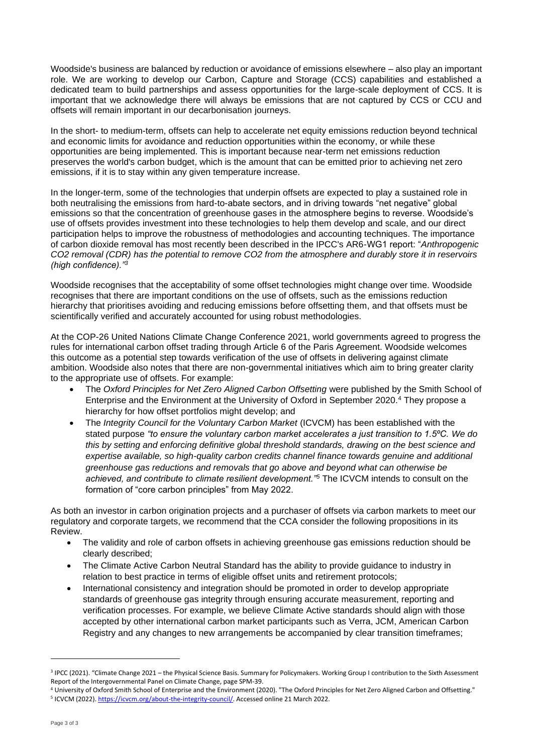Woodside's business are balanced by reduction or avoidance of emissions elsewhere – also play an important role. We are working to develop our Carbon, Capture and Storage (CCS) capabilities and established a dedicated team to build partnerships and assess opportunities for the large-scale deployment of CCS. It is important that we acknowledge there will always be emissions that are not captured by CCS or CCU and offsets will remain important in our decarbonisation journeys.

In the short- to medium-term, offsets can help to accelerate net equity emissions reduction beyond technical and economic limits for avoidance and reduction opportunities within the economy, or while these opportunities are being implemented. This is important because near-term net emissions reduction preserves the world's carbon budget, which is the amount that can be emitted prior to achieving net zero emissions, if it is to stay within any given temperature increase.

In the longer-term, some of the technologies that underpin offsets are expected to play a sustained role in both neutralising the emissions from hard-to-abate sectors, and in driving towards "net negative" global emissions so that the concentration of greenhouse gases in the atmosphere begins to reverse. Woodside's use of offsets provides investment into these technologies to help them develop and scale, and our direct participation helps to improve the robustness of methodologies and accounting techniques. The importance of carbon dioxide removal has most recently been described in the IPCC's AR6-WG1 report: "*Anthropogenic CO2 removal (CDR) has the potential to remove CO2 from the atmosphere and durably store it in reservoirs (high confidence).*"[3]

Woodside recognises that the acceptability of some offset technologies might change over time. Woodside recognises that there are important conditions on the use of offsets, such as the emissions reduction hierarchy that prioritises avoiding and reducing emissions before offsetting them, and that offsets must be scientifically verified and accurately accounted for using robust methodologies.

At the COP-26 United Nations Climate Change Conference 2021, world governments agreed to progress the rules for international carbon offset trading through Article 6 of the Paris Agreement. Woodside welcomes this outcome as a potential step towards verification of the use of offsets in delivering against climate ambition. Woodside also notes that there are non-governmental initiatives which aim to bring greater clarity to the appropriate use of offsets. For example:

- The *Oxford Principles for Net Zero Aligned Carbon Offsetting* were published by the Smith School of Enterprise and the Environment at the University of Oxford in September 2020.[4] They propose a hierarchy for how offset portfolios might develop; and
- The *Integrity Council for the Voluntary Carbon Market* (ICVCM) has been established with the stated purpose *"to ensure the voluntary carbon market accelerates a just transition to 1.5ºC. We do this by setting and enforcing definitive global threshold standards, drawing on the best science and expertise available, so high-quality carbon credits channel finance towards genuine and additional greenhouse gas reductions and removals that go above and beyond what can otherwise be achieved, and contribute to climate resilient development."*[5] The ICVCM intends to consult on the formation of "core carbon principles" from May 2022.

As both an investor in carbon origination projects and a purchaser of offsets via carbon markets to meet our regulatory and corporate targets, we recommend that the CCA consider the following propositions in its Review.

- The validity and role of carbon offsets in achieving greenhouse gas emissions reduction should be clearly described;
- The Climate Active Carbon Neutral Standard has the ability to provide guidance to industry in relation to best practice in terms of eligible offset units and retirement protocols;
- International consistency and integration should be promoted in order to develop appropriate standards of greenhouse gas integrity through ensuring accurate measurement, reporting and verification processes. For example, we believe Climate Active standards should align with those accepted by other international carbon market participants such as Verra, JCM, American Carbon Registry and any changes to new arrangements be accompanied by clear transition timeframes;

---

[3] IPCC (2021). "Climate Change 2021 – the Physical Science Basis. Summary for Policymakers. Working Group I contribution to the Sixth Assessment Report of the Intergovernmental Panel on Climate Change, page SPM-39.

[4] University of Oxford Smith School of Enterprise and the Environment (2020). "The Oxford Principles for Net Zero Aligned Carbon and Offsetting."

[5] ICVCM (2022). https://icvcm.org/about-the-integrity-council/. Accessed online 21 March 2022.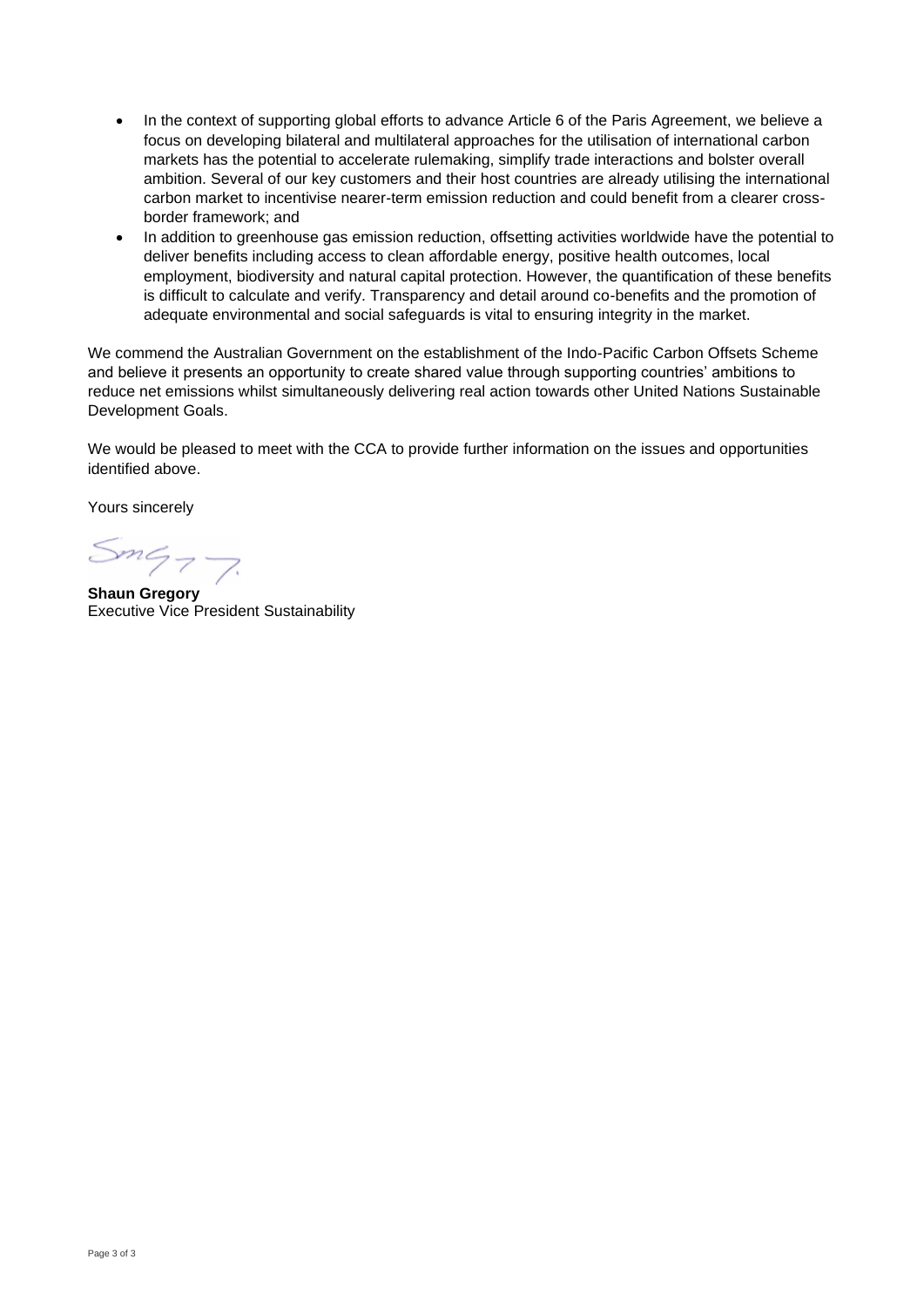- In the context of supporting global efforts to advance Article 6 of the Paris Agreement, we believe a focus on developing bilateral and multilateral approaches for the utilisation of international carbon markets has the potential to accelerate rulemaking, simplify trade interactions and bolster overall ambition. Several of our key customers and their host countries are already utilising the international carbon market to incentivise nearer-term emission reduction and could benefit from a clearer cross-border framework; and
- In addition to greenhouse gas emission reduction, offsetting activities worldwide have the potential to deliver benefits including access to clean affordable energy, positive health outcomes, local employment, biodiversity and natural capital protection. However, the quantification of these benefits is difficult to calculate and verify. Transparency and detail around co-benefits and the promotion of adequate environmental and social safeguards is vital to ensuring integrity in the market.

We commend the Australian Government on the establishment of the Indo-Pacific Carbon Offsets Scheme and believe it presents an opportunity to create shared value through supporting countries' ambitions to reduce net emissions whilst simultaneously delivering real action towards other United Nations Sustainable Development Goals.

We would be pleased to meet with the CCA to provide further information on the issues and opportunities identified above.

Yours sincerely

**Shaun Gregory**
Executive Vice President Sustainability